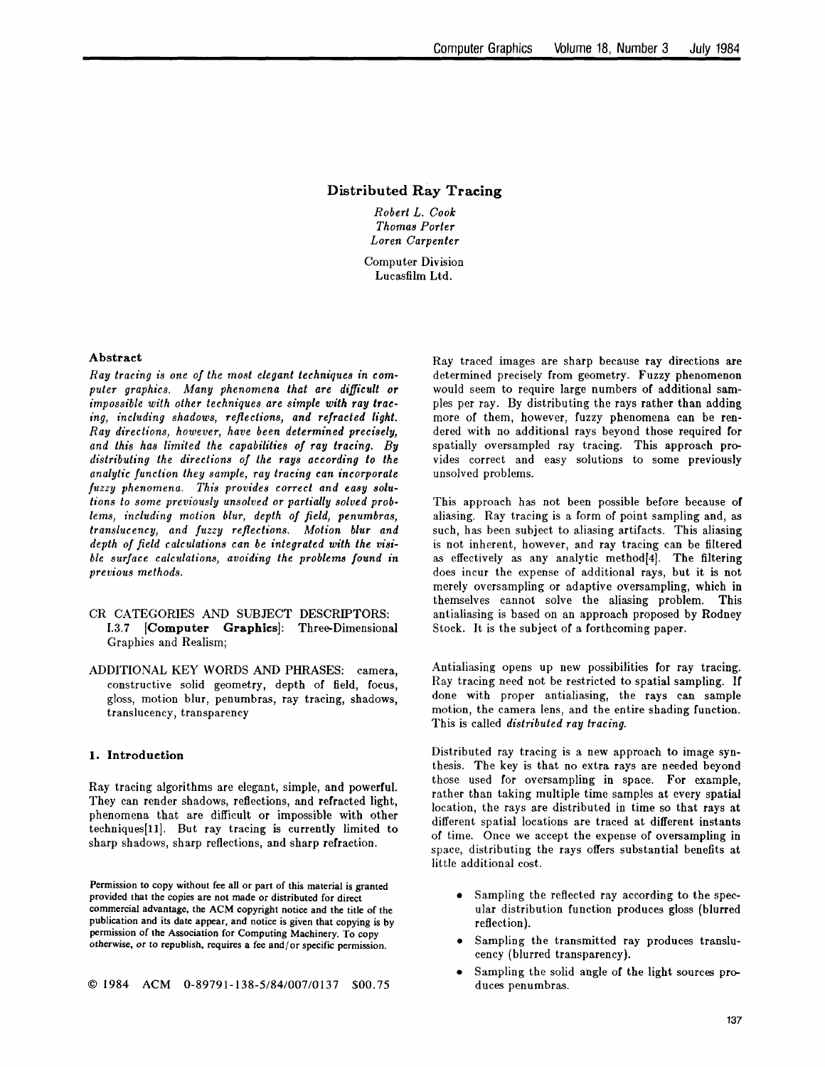# Distributed Ray Tracing

*Robert L. Cook*
*Thomas Porter*
*Loren Carpenter*

Computer Division
Lucasfilm Ltd.

## Abstract

*Ray tracing is one of the most elegant techniques in computer graphics. Many phenomena that are difficult or impossible with other techniques are simple with ray tracing, including shadows, reflections, and refracted light. Ray directions, however, have been determined precisely, and this has limited the capabilities of ray tracing. By distributing the directions of the rays according to the analytic function they sample, ray tracing can incorporate fuzzy phenomena. This provides correct and easy solutions to some previously unsolved or partially solved problems, including motion blur, depth of field, penumbras, translucency, and fuzzy reflections. Motion blur and depth of field calculations can be integrated with the visible surface calculations, avoiding the problems found in previous methods.*

CR CATEGORIES AND SUBJECT DESCRIPTORS: I.3.7 **[Computer Graphics]**: Three-Dimensional Graphics and Realism;

ADDITIONAL KEY WORDS AND PHRASES: camera, constructive solid geometry, depth of field, focus, gloss, motion blur, penumbras, ray tracing, shadows, translucency, transparency

## 1. Introduction

Ray tracing algorithms are elegant, simple, and powerful. They can render shadows, reflections, and refracted light, phenomena that are difficult or impossible with other techniques[11]. But ray tracing is currently limited to sharp shadows, sharp reflections, and sharp refraction.

Permission to copy without fee all or part of this material is granted provided that the copies are not made or distributed for direct commercial advantage, the ACM copyright notice and the title of the publication and its date appear, and notice is given that copying is by permission of the Association for Computing Machinery. To copy otherwise, or to republish, requires a fee and/or specific permission.

© 1984 ACM 0-89791-138-5/84/007/0137 $00.75

Ray traced images are sharp because ray directions are determined precisely from geometry. Fuzzy phenomenon would seem to require large numbers of additional samples per ray. By distributing the rays rather than adding more of them, however, fuzzy phenomena can be rendered with no additional rays beyond those required for spatially oversampled ray tracing. This approach provides correct and easy solutions to some previously unsolved problems.

This approach has not been possible before because of aliasing. Ray tracing is a form of point sampling and, as such, has been subject to aliasing artifacts. This aliasing is not inherent, however, and ray tracing can be filtered as effectively as any analytic method[4]. The filtering does incur the expense of additional rays, but it is not merely oversampling or adaptive oversampling, which in themselves cannot solve the aliasing problem. This antialiasing is based on an approach proposed by Rodney Stock. It is the subject of a forthcoming paper.

Antialiasing opens up new possibilities for ray tracing. Ray tracing need not be restricted to spatial sampling. If done with proper antialiasing, the rays can sample motion, the camera lens, and the entire shading function. This is called *distributed ray tracing.*

Distributed ray tracing is a new approach to image synthesis. The key is that no extra rays are needed beyond those used for oversampling in space. For example, rather than taking multiple time samples at every spatial location, the rays are distributed in time so that rays at different spatial locations are traced at different instants of time. Once we accept the expense of oversampling in space, distributing the rays offers substantial benefits at little additional cost.

- Sampling the reflected ray according to the specular distribution function produces gloss (blurred reflection).
- Sampling the transmitted ray produces translucency (blurred transparency).
- Sampling the solid angle of the light sources produces penumbras.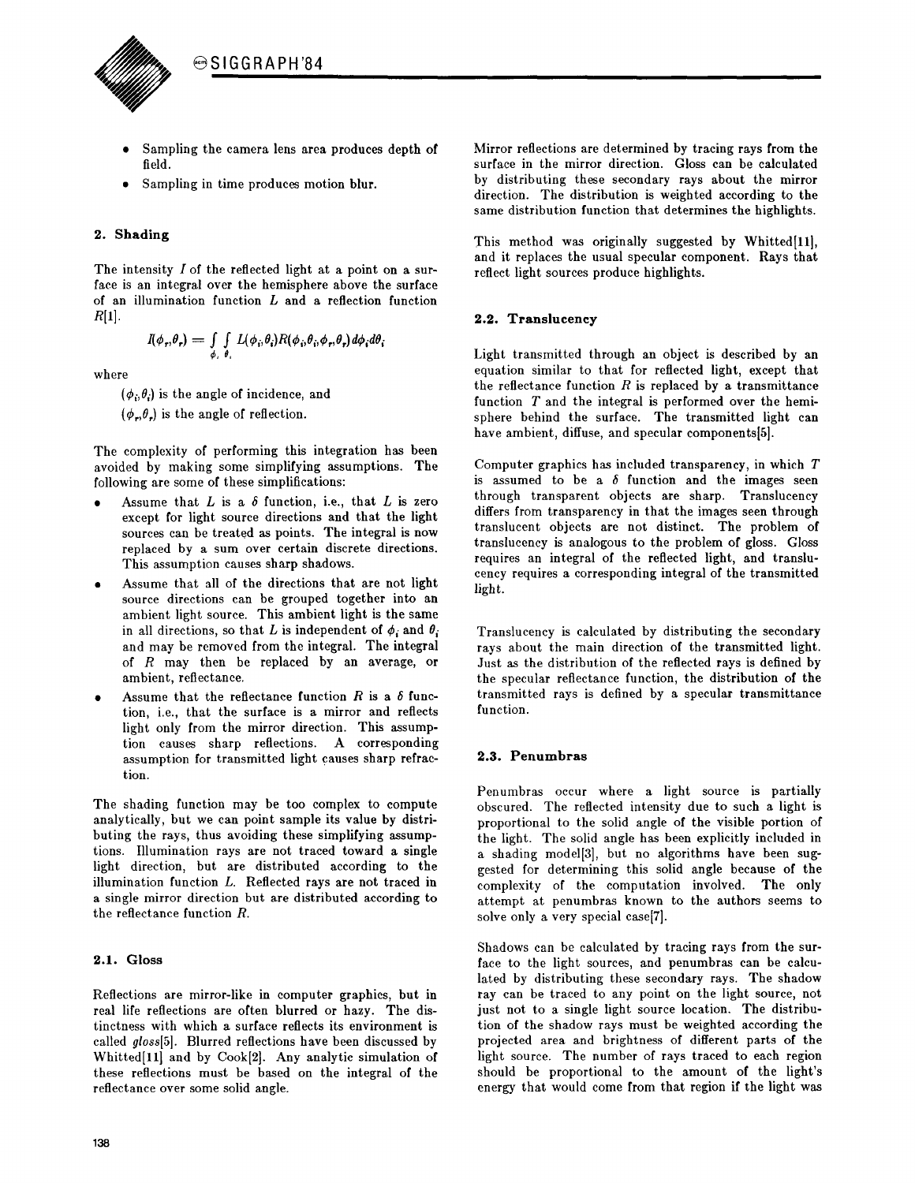- Sampling the camera lens area produces depth of field.
- Sampling in time produces motion blur.

## 2. Shading

The intensity $I$ of the reflected light at a point on a surface is an integral over the hemisphere above the surface of an illumination function $L$ and a reflection function $R$[1].

$$I(\phi_r,\theta_r) = \int_{\phi_i} \int_{\theta_i} L(\phi_i,\theta_i)R(\phi_i,\theta_i,\phi_r,\theta_r)d\phi_i d\theta_i$$

where

$(\phi_i,\theta_i)$ is the angle of incidence, and

$(\phi_r,\theta_r)$ is the angle of reflection.

The complexity of performing this integration has been avoided by making some simplifying assumptions. The following are some of these simplifications:

- Assume that $L$ is a $\delta$ function, i.e., that $L$ is zero except for light source directions and that the light sources can be treated as points. The integral is now replaced by a sum over certain discrete directions. This assumption causes sharp shadows.
- Assume that all of the directions that are not light source directions can be grouped together into an ambient light source. This ambient light is the same in all directions, so that $L$ is independent of $\phi_i$ and $\theta_i$ and may be removed from the integral. The integral of $R$ may then be replaced by an average, or ambient, reflectance.
- Assume that the reflectance function $R$ is a $\delta$ function, i.e., that the surface is a mirror and reflects light only from the mirror direction. This assumption causes sharp reflections. A corresponding assumption for transmitted light causes sharp refraction.

The shading function may be too complex to compute analytically, but we can point sample its value by distributing the rays, thus avoiding these simplifying assumptions. Illumination rays are not traced toward a single light direction, but are distributed according to the illumination function $L$. Reflected rays are not traced in a single mirror direction but are distributed according to the reflectance function $R$.

### 2.1. Gloss

Reflections are mirror-like in computer graphics, but in real life reflections are often blurred or hazy. The distinctness with which a surface reflects its environment is called *gloss*[5]. Blurred reflections have been discussed by Whitted[11] and by Cook[2]. Any analytic simulation of these reflections must be based on the integral of the reflectance over some solid angle.

Mirror reflections are determined by tracing rays from the surface in the mirror direction. Gloss can be calculated by distributing these secondary rays about the mirror direction. The distribution is weighted according to the same distribution function that determines the highlights.

This method was originally suggested by Whitted[11], and it replaces the usual specular component. Rays that reflect light sources produce highlights.

### 2.2. Translucency

Light transmitted through an object is described by an equation similar to that for reflected light, except that the reflectance function $R$ is replaced by a transmittance function $T$ and the integral is performed over the hemisphere behind the surface. The transmitted light can have ambient, diffuse, and specular components[5].

Computer graphics has included transparency, in which $T$ is assumed to be a $\delta$ function and the images seen through transparent objects are sharp. Translucency differs from transparency in that the images seen through translucent objects are not distinct. The problem of translucency is analogous to the problem of gloss. Gloss requires an integral of the reflected light, and translucency requires a corresponding integral of the transmitted light.

Translucency is calculated by distributing the secondary rays about the main direction of the transmitted light. Just as the distribution of the reflected rays is defined by the specular reflectance function, the distribution of the transmitted rays is defined by a specular transmittance function.

### 2.3. Penumbras

Penumbras occur where a light source is partially obscured. The reflected intensity due to such a light is proportional to the solid angle of the visible portion of the light. The solid angle has been explicitly included in a shading model[3], but no algorithms have been suggested for determining this solid angle because of the complexity of the computation involved. The only attempt at penumbras known to the authors seems to solve only a very special case[7].

Shadows can be calculated by tracing rays from the surface to the light sources, and penumbras can be calculated by distributing these secondary rays. The shadow ray can be traced to any point on the light source, not just not to a single light source location. The distribution of the shadow rays must be weighted according the projected area and brightness of different parts of the light source. The number of rays traced to each region should be proportional to the amount of the light's energy that would come from that region if the light was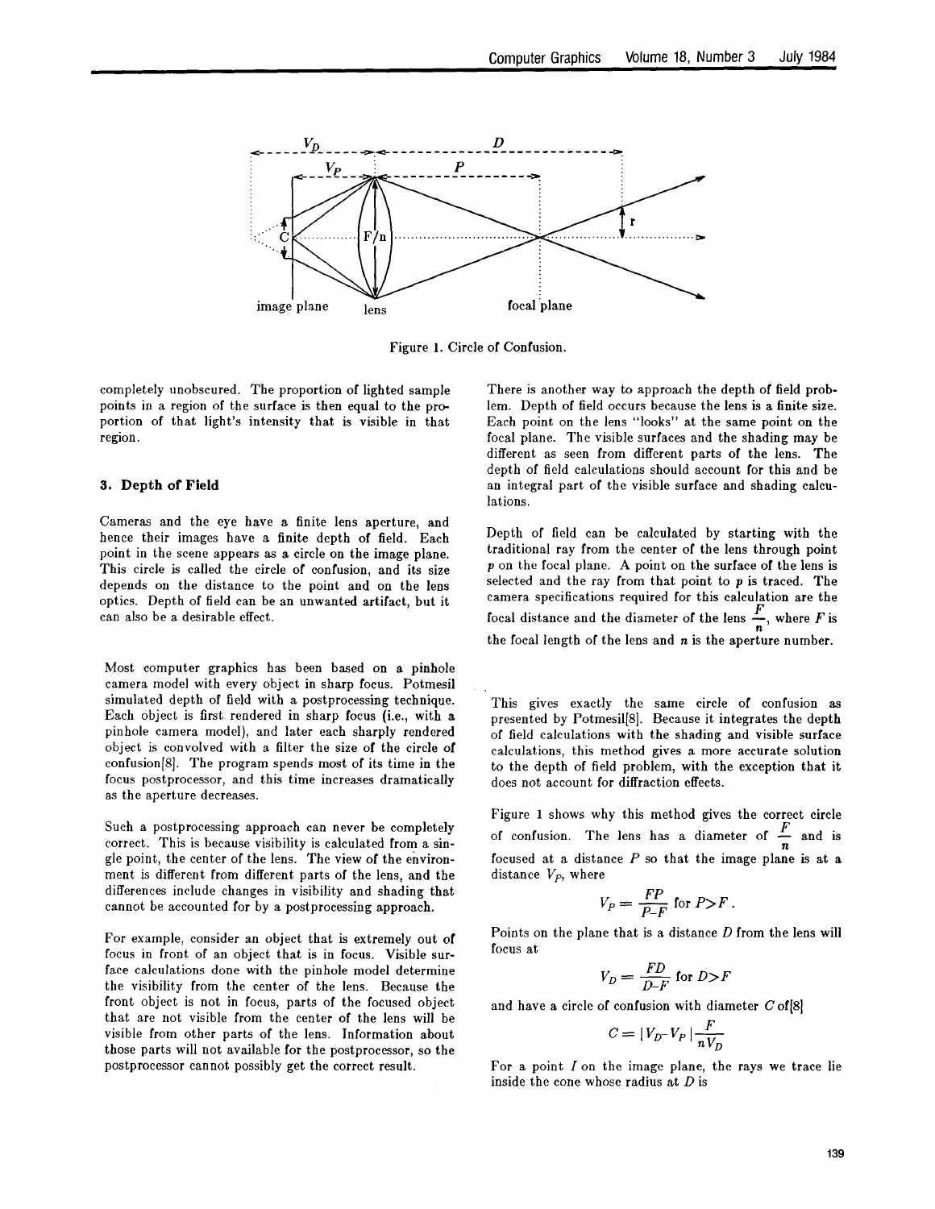Figure 1. Circle of Confusion.

completely unobscured. The proportion of lighted sample points in a region of the surface is then equal to the proportion of that light's intensity that is visible in that region.

## 3. Depth of Field

Cameras and the eye have a finite lens aperture, and hence their images have a finite depth of field. Each point in the scene appears as a circle on the image plane. This circle is called the circle of confusion, and its size depends on the distance to the point and on the lens optics. Depth of field can be an unwanted artifact, but it can also be a desirable effect.

Most computer graphics has been based on a pinhole camera model with every object in sharp focus. Potmesil simulated depth of field with a postprocessing technique. Each object is first rendered in sharp focus (i.e., with a pinhole camera model), and later each sharply rendered object is convolved with a filter the size of the circle of confusion[8]. The program spends most of its time in the focus postprocessor, and this time increases dramatically as the aperture decreases.

Such a postprocessing approach can never be completely correct. This is because visibility is calculated from a single point, the center of the lens. The view of the environment is different from different parts of the lens, and the differences include changes in visibility and shading that cannot be accounted for by a postprocessing approach.

For example, consider an object that is extremely out of focus in front of an object that is in focus. Visible surface calculations done with the pinhole model determine the visibility from the center of the lens. Because the front object is not in focus, parts of the focused object that are not visible from the center of the lens will be visible from other parts of the lens. Information about those parts will not available for the postprocessor, so the postprocessor cannot possibly get the correct result.

There is another way to approach the depth of field problem. Depth of field occurs because the lens is a finite size. Each point on the lens "looks" at the same point on the focal plane. The visible surfaces and the shading may be different as seen from different parts of the lens. The depth of field calculations should account for this and be an integral part of the visible surface and shading calculations.

Depth of field can be calculated by starting with the traditional ray from the center of the lens through point $p$ on the focal plane. A point on the surface of the lens is selected and the ray from that point to $p$ is traced. The camera specifications required for this calculation are the focal distance and the diameter of the lens $\frac{F}{n}$, where $F$ is the focal length of the lens and $n$ is the aperture number.

This gives exactly the same circle of confusion as presented by Potmesil[8]. Because it integrates the depth of field calculations with the shading and visible surface calculations, this method gives a more accurate solution to the depth of field problem, with the exception that it does not account for diffraction effects.

Figure 1 shows why this method gives the correct circle of confusion. The lens has a diameter of $\frac{F}{n}$ and is focused at a distance $P$ so that the image plane is at a distance $V_P$, where

$$V_P = \frac{FP}{P-F} \text{ for } P>F\,.$$

Points on the plane that is a distance $D$ from the lens will focus at

$$V_D = \frac{FD}{D-F} \text{ for } D>F$$

and have a circle of confusion with diameter $C$ of[8]

$$C = |V_D - V_P| \frac{F}{nV_D}$$

For a point $I$ on the image plane, the rays we trace lie inside the cone whose radius at $D$ is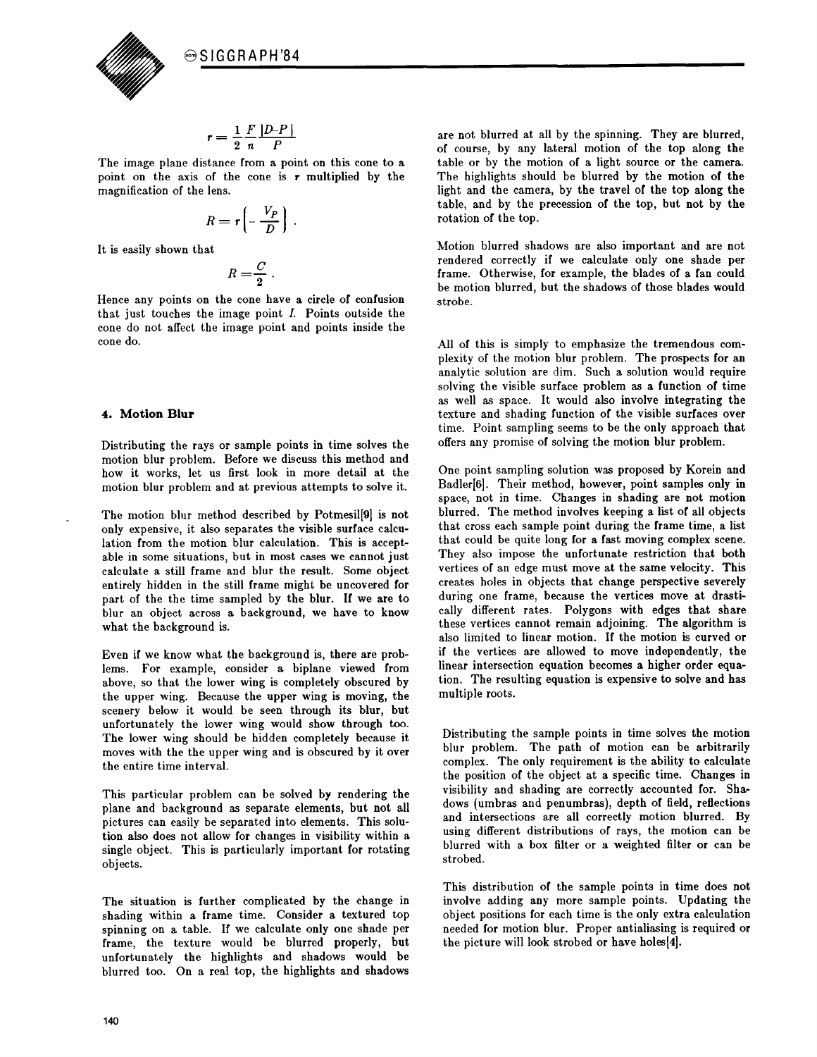$$r = \frac{1}{2}\frac{F}{n}\frac{|D-P|}{P}$$

The image plane distance from a point on this cone to a point on the axis of the cone is r multiplied by the magnification of the lens.

$$R = r\left(-\frac{V_P}{D}\right).$$

It is easily shown that

$$R = \frac{C}{2}.$$

Hence any points on the cone have a circle of confusion that just touches the image point I. Points outside the cone do not affect the image point and points inside the cone do.

## 4. Motion Blur

Distributing the rays or sample points in time solves the motion blur problem. Before we discuss this method and how it works, let us first look in more detail at the motion blur problem and at previous attempts to solve it.

The motion blur method described by Potmesil[9] is not only expensive, it also separates the visible surface calculation from the motion blur calculation. This is acceptable in some situations, but in most cases we cannot just calculate a still frame and blur the result. Some object entirely hidden in the still frame might be uncovered for part of the the time sampled by the blur. If we are to blur an object across a background, we have to know what the background is.

Even if we know what the background is, there are problems. For example, consider a biplane viewed from above, so that the lower wing is completely obscured by the upper wing. Because the upper wing is moving, the scenery below it would be seen through its blur, but unfortunately the lower wing would show through too. The lower wing should be hidden completely because it moves with the the upper wing and is obscured by it over the entire time interval.

This particular problem can be solved by rendering the plane and background as separate elements, but not all pictures can easily be separated into elements. This solution also does not allow for changes in visibility within a single object. This is particularly important for rotating objects.

The situation is further complicated by the change in shading within a frame time. Consider a textured top spinning on a table. If we calculate only one shade per frame, the texture would be blurred properly, but unfortunately the highlights and shadows would be blurred too. On a real top, the highlights and shadows are not blurred at all by the spinning. They are blurred, of course, by any lateral motion of the top along the table or by the motion of a light source or the camera. The highlights should be blurred by the motion of the light and the camera, by the travel of the top along the table, and by the precession of the top, but not by the rotation of the top.

Motion blurred shadows are also important and are not rendered correctly if we calculate only one shade per frame. Otherwise, for example, the blades of a fan could be motion blurred, but the shadows of those blades would strobe.

All of this is simply to emphasize the tremendous complexity of the motion blur problem. The prospects for an analytic solution are dim. Such a solution would require solving the visible surface problem as a function of time as well as space. It would also involve integrating the texture and shading function of the visible surfaces over time. Point sampling seems to be the only approach that offers any promise of solving the motion blur problem.

One point sampling solution was proposed by Korein and Badler[6]. Their method, however, point samples only in space, not in time. Changes in shading are not motion blurred. The method involves keeping a list of all objects that cross each sample point during the frame time, a list that could be quite long for a fast moving complex scene. They also impose the unfortunate restriction that both vertices of an edge must move at the same velocity. This creates holes in objects that change perspective severely during one frame, because the vertices move at drastically different rates. Polygons with edges that share these vertices cannot remain adjoining. The algorithm is also limited to linear motion. If the motion is curved or if the vertices are allowed to move independently, the linear intersection equation becomes a higher order equation. The resulting equation is expensive to solve and has multiple roots.

Distributing the sample points in time solves the motion blur problem. The path of motion can be arbitrarily complex. The only requirement is the ability to calculate the position of the object at a specific time. Changes in visibility and shading are correctly accounted for. Shadows (umbras and penumbras), depth of field, reflections and intersections are all correctly motion blurred. By using different distributions of rays, the motion can be blurred with a box filter or a weighted filter or can be strobed.

This distribution of the sample points in time does not involve adding any more sample points. Updating the object positions for each time is the only extra calculation needed for motion blur. Proper antialiasing is required or the picture will look strobed or have holes[4].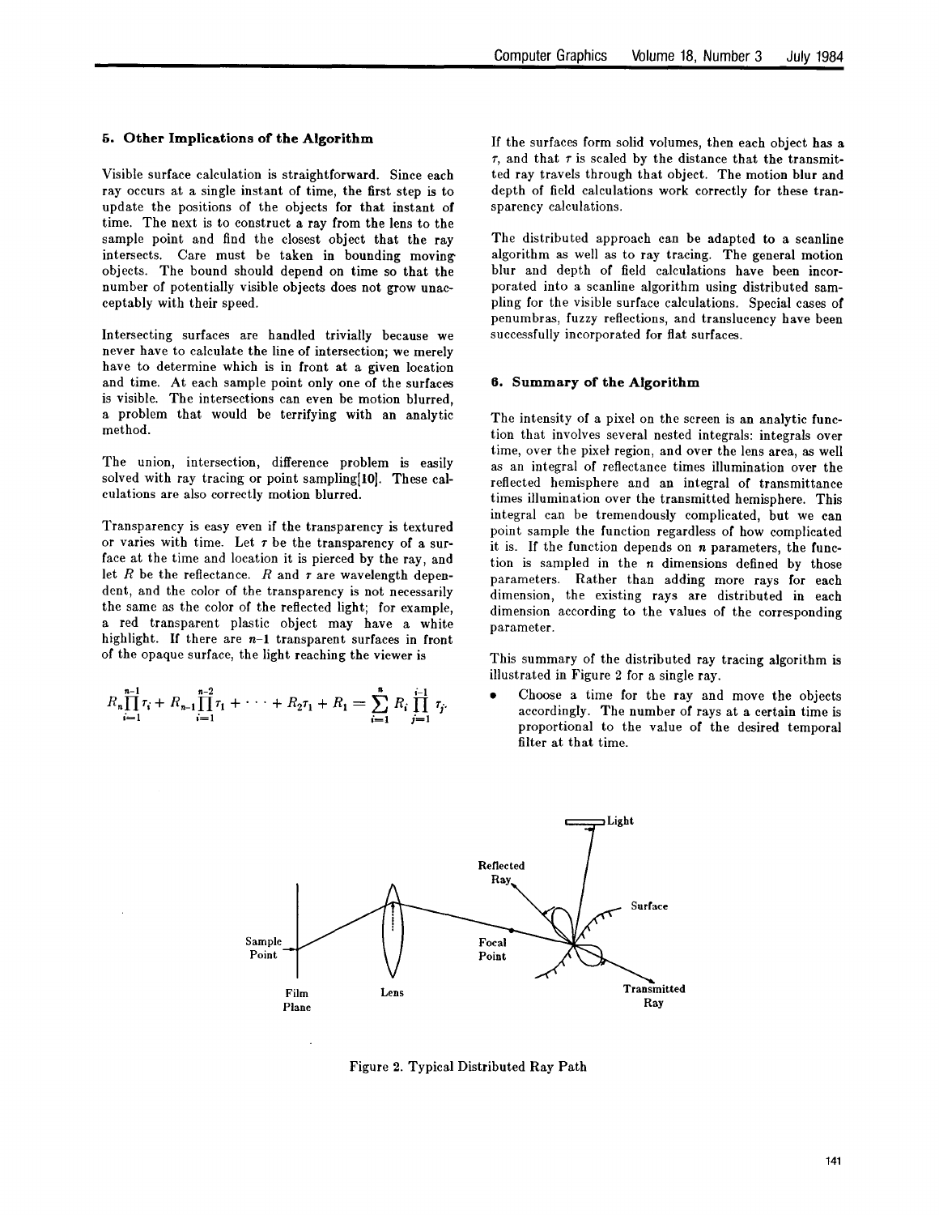## 5. Other Implications of the Algorithm

Visible surface calculation is straightforward. Since each ray occurs at a single instant of time, the first step is to update the positions of the objects for that instant of time. The next is to construct a ray from the lens to the sample point and find the closest object that the ray intersects. Care must be taken in bounding moving objects. The bound should depend on time so that the number of potentially visible objects does not grow unacceptably with their speed.

Intersecting surfaces are handled trivially because we never have to calculate the line of intersection; we merely have to determine which is in front at a given location and time. At each sample point only one of the surfaces is visible. The intersections can even be motion blurred, a problem that would be terrifying with an analytic method.

The union, intersection, difference problem is easily solved with ray tracing or point sampling[10]. These calculations are also correctly motion blurred.

Transparency is easy even if the transparency is textured or varies with time. Let $\tau$ be the transparency of a surface at the time and location it is pierced by the ray, and let $R$ be the reflectance. $R$ and $\tau$ are wavelength dependent, and the color of the transparency is not necessarily the same as the color of the reflected light; for example, a red transparent plastic object may have a white highlight. If there are $n$-1 transparent surfaces in front of the opaque surface, the light reaching the viewer is

$$R_n \prod_{i=1}^{n-1} \tau_i + R_{n-1} \prod_{i=1}^{n-2} \tau_1 + \cdots + R_2 \tau_1 + R_1 = \sum_{i=1}^{n} R_i \prod_{j=1}^{i-1} \tau_j.$$

If the surfaces form solid volumes, then each object has a $\tau$, and that $\tau$ is scaled by the distance that the transmitted ray travels through that object. The motion blur and depth of field calculations work correctly for these transparency calculations.

The distributed approach can be adapted to a scanline algorithm as well as to ray tracing. The general motion blur and depth of field calculations have been incorporated into a scanline algorithm using distributed sampling for the visible surface calculations. Special cases of penumbras, fuzzy reflections, and translucency have been successfully incorporated for flat surfaces.

## 6. Summary of the Algorithm

The intensity of a pixel on the screen is an analytic function that involves several nested integrals: integrals over time, over the pixel region, and over the lens area, as well as an integral of reflectance times illumination over the reflected hemisphere and an integral of transmittance times illumination over the transmitted hemisphere. This integral can be tremendously complicated, but we can point sample the function regardless of how complicated it is. If the function depends on $n$ parameters, the function is sampled in the $n$ dimensions defined by those parameters. Rather than adding more rays for each dimension, the existing rays are distributed in each dimension according to the values of the corresponding parameter.

This summary of the distributed ray tracing algorithm is illustrated in Figure 2 for a single ray.

- Choose a time for the ray and move the objects accordingly. The number of rays at a certain time is proportional to the value of the desired temporal filter at that time.

Figure 2. Typical Distributed Ray Path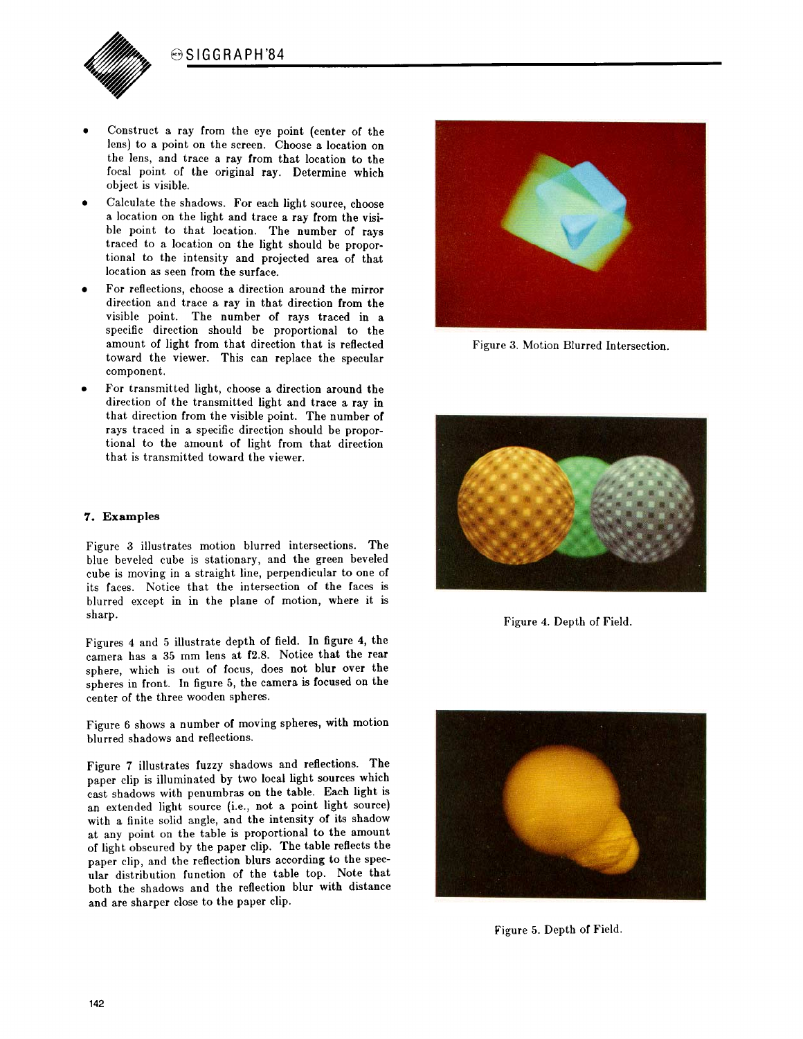- Construct a ray from the eye point (center of the lens) to a point on the screen. Choose a location on the lens, and trace a ray from that location to the focal point of the original ray. Determine which object is visible.
- Calculate the shadows. For each light source, choose a location on the light and trace a ray from the visible point to that location. The number of rays traced to a location on the light should be proportional to the intensity and projected area of that location as seen from the surface.
- For reflections, choose a direction around the mirror direction and trace a ray in that direction from the visible point. The number of rays traced in a specific direction should be proportional to the amount of light from that direction that is reflected toward the viewer. This can replace the specular component.
- For transmitted light, choose a direction around the direction of the transmitted light and trace a ray in that direction from the visible point. The number of rays traced in a specific direction should be proportional to the amount of light from that direction that is transmitted toward the viewer.

### 7. Examples

Figure 3 illustrates motion blurred intersections. The blue beveled cube is stationary, and the green beveled cube is moving in a straight line, perpendicular to one of its faces. Notice that the intersection of the faces is blurred except in in the plane of motion, where it is sharp.

Figures 4 and 5 illustrate depth of field. In figure 4, the camera has a 35 mm lens at f2.8. Notice that the rear sphere, which is out of focus, does not blur over the spheres in front. In figure 5, the camera is focused on the center of the three wooden spheres.

Figure 6 shows a number of moving spheres, with motion blurred shadows and reflections.

Figure 7 illustrates fuzzy shadows and reflections. The paper clip is illuminated by two local light sources which cast shadows with penumbras on the table. Each light is an extended light source (i.e., not a point light source) with a finite solid angle, and the intensity of its shadow at any point on the table is proportional to the amount of light obscured by the paper clip. The table reflects the paper clip, and the reflection blurs according to the specular distribution function of the table top. Note that both the shadows and the reflection blur with distance and are sharper close to the paper clip.

Figure 3. Motion Blurred Intersection.

Figure 4. Depth of Field.

Figure 5. Depth of Field.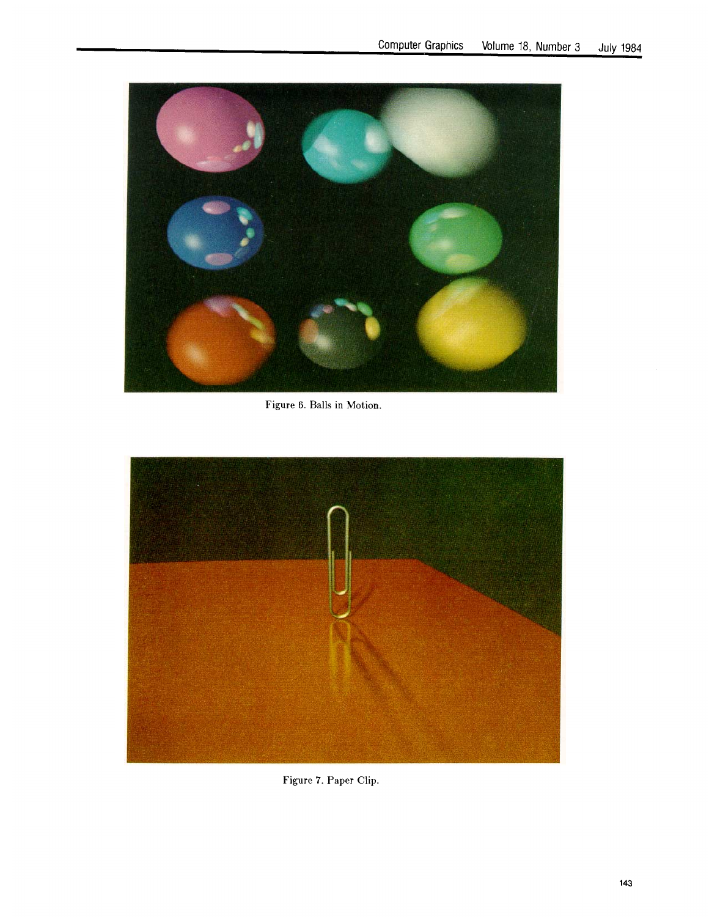Figure 6. Balls in Motion.

Figure 7. Paper Clip.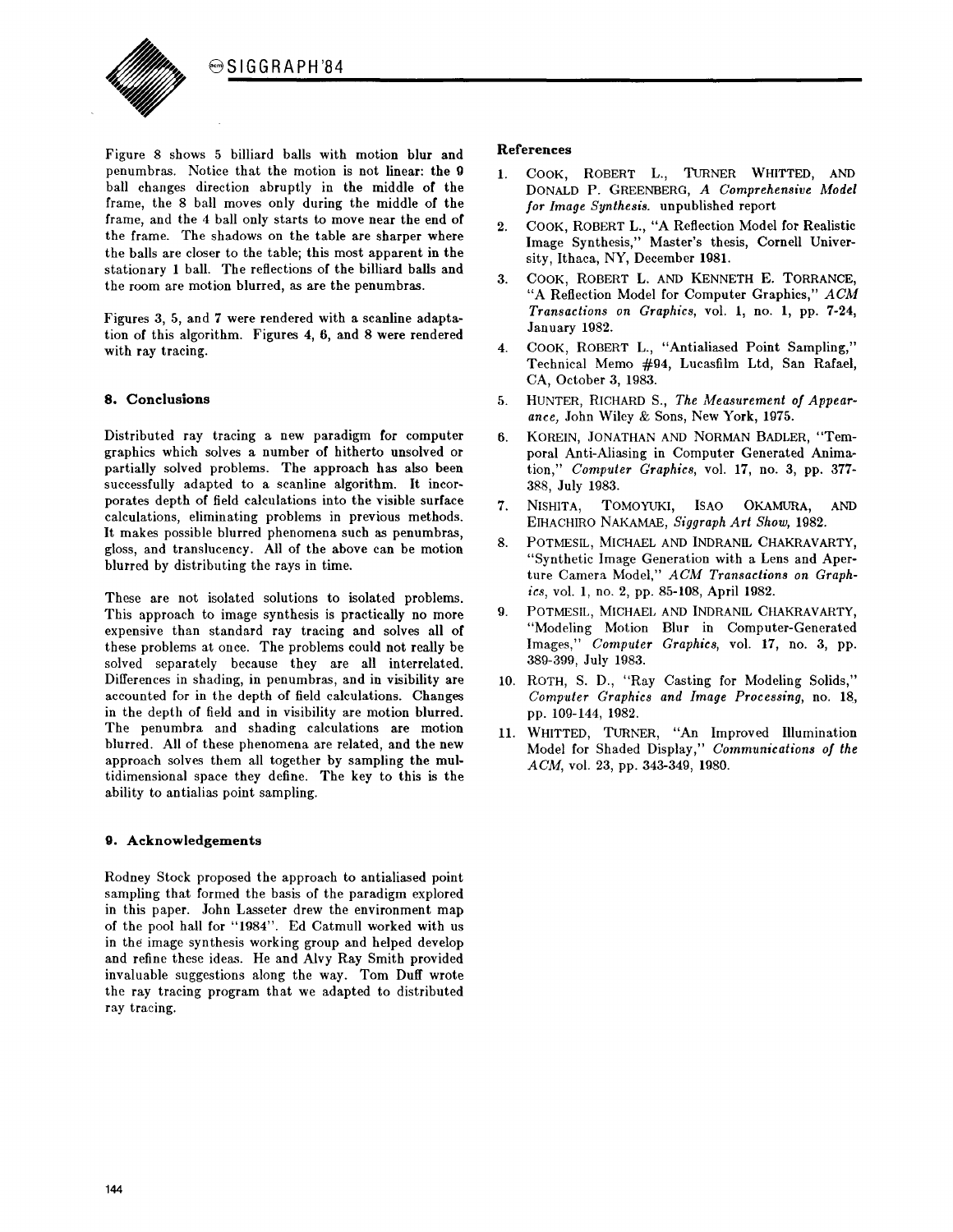Figure 8 shows 5 billiard balls with motion blur and penumbras. Notice that the motion is not linear: the 9 ball changes direction abruptly in the middle of the frame, the 8 ball moves only during the middle of the frame, and the 4 ball only starts to move near the end of the frame. The shadows on the table are sharper where the balls are closer to the table; this most apparent in the stationary 1 ball. The reflections of the billiard balls and the room are motion blurred, as are the penumbras.

Figures 3, 5, and 7 were rendered with a scanline adaptation of this algorithm. Figures 4, 6, and 8 were rendered with ray tracing.

## 8. Conclusions

Distributed ray tracing a new paradigm for computer graphics which solves a number of hitherto unsolved or partially solved problems. The approach has also been successfully adapted to a scanline algorithm. It incorporates depth of field calculations into the visible surface calculations, eliminating problems in previous methods. It makes possible blurred phenomena such as penumbras, gloss, and translucency. All of the above can be motion blurred by distributing the rays in time.

These are not isolated solutions to isolated problems. This approach to image synthesis is practically no more expensive than standard ray tracing and solves all of these problems at once. The problems could not really be solved separately because they are all interrelated. Differences in shading, in penumbras, and in visibility are accounted for in the depth of field calculations. Changes in the depth of field and in visibility are motion blurred. The penumbra and shading calculations are motion blurred. All of these phenomena are related, and the new approach solves them all together by sampling the multidimensional space they define. The key to this is the ability to antialias point sampling.

## 9. Acknowledgements

Rodney Stock proposed the approach to antialiased point sampling that formed the basis of the paradigm explored in this paper. John Lasseter drew the environment map of the pool hall for "1984". Ed Catmull worked with us in the image synthesis working group and helped develop and refine these ideas. He and Alvy Ray Smith provided invaluable suggestions along the way. Tom Duff wrote the ray tracing program that we adapted to distributed ray tracing.

## References

1. Cook, Robert L., Turner Whitted, and Donald P. Greenberg, *A Comprehensive Model for Image Synthesis.* unpublished report
2. Cook, Robert L., "A Reflection Model for Realistic Image Synthesis," Master's thesis, Cornell University, Ithaca, NY, December 1981.
3. Cook, Robert L. and Kenneth E. Torrance, "A Reflection Model for Computer Graphics," *ACM Transactions on Graphics,* vol. 1, no. 1, pp. 7-24, January 1982.
4. Cook, Robert L., "Antialiased Point Sampling," Technical Memo #94, Lucasfilm Ltd, San Rafael, CA, October 3, 1983.
5. Hunter, Richard S., *The Measurement of Appearance,* John Wiley & Sons, New York, 1975.
6. Korein, Jonathan and Norman Badler, "Temporal Anti-Aliasing in Computer Generated Animation," *Computer Graphics,* vol. 17, no. 3, pp. 377-388, July 1983.
7. Nishita, Tomoyuki, Isao Okamura, and Eihachiro Nakamae, *Siggraph Art Show,* 1982.
8. Potmesil, Michael and Indranil Chakravarty, "Synthetic Image Generation with a Lens and Aperture Camera Model," *ACM Transactions on Graphics,* vol. 1, no. 2, pp. 85-108, April 1982.
9. Potmesil, Michael and Indranil Chakravarty, "Modeling Motion Blur in Computer-Generated Images," *Computer Graphics,* vol. 17, no. 3, pp. 389-399, July 1983.
10. Roth, S. D., "Ray Casting for Modeling Solids," *Computer Graphics and Image Processing,* no. 18, pp. 109-144, 1982.
11. Whitted, Turner, "An Improved Illumination Model for Shaded Display," *Communications of the ACM,* vol. 23, pp. 343-349, 1980.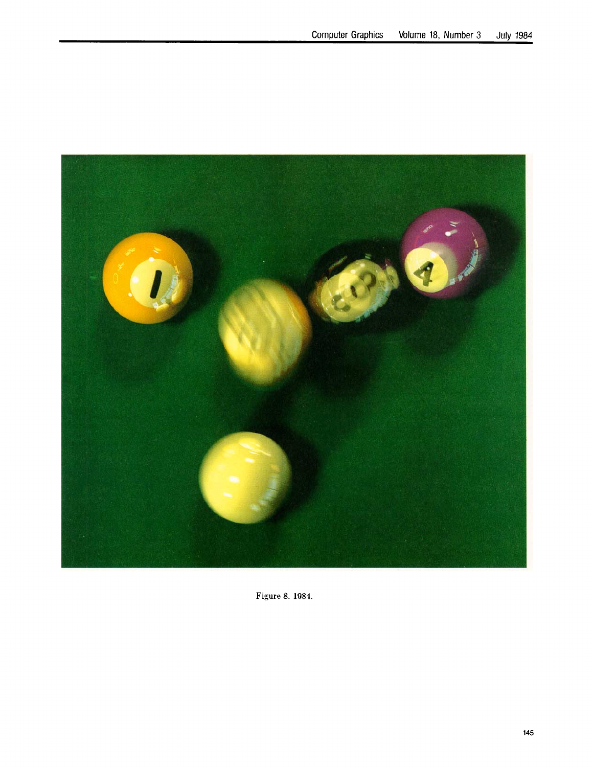Figure 8. 1984.